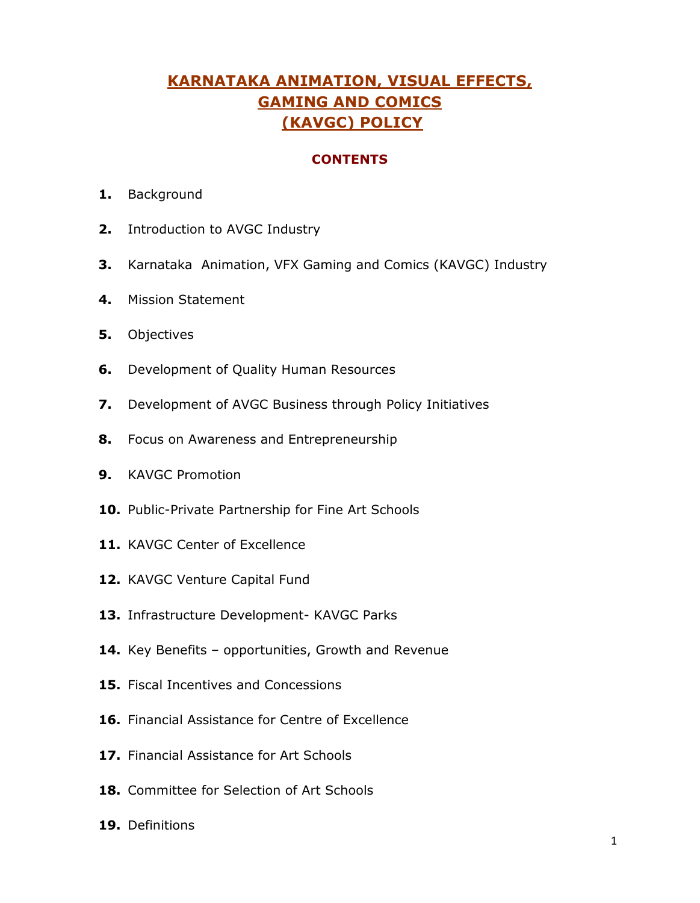# KARNATAKA ANIMATION, VISUAL EFFECTS, GAMING AND COMICS (KAVGC) POLICY

## CONTENTS

1. Background
2. Introduction to AVGC Industry
3. Karnataka Animation, VFX Gaming and Comics (KAVGC) Industry
4. Mission Statement
5. Objectives
6. Development of Quality Human Resources
7. Development of AVGC Business through Policy Initiatives
8. Focus on Awareness and Entrepreneurship
9. KAVGC Promotion
10. Public-Private Partnership for Fine Art Schools
11. KAVGC Center of Excellence
12. KAVGC Venture Capital Fund
13. Infrastructure Development- KAVGC Parks
14. Key Benefits – opportunities, Growth and Revenue
15. Fiscal Incentives and Concessions
16. Financial Assistance for Centre of Excellence
17. Financial Assistance for Art Schools
18. Committee for Selection of Art Schools
19. Definitions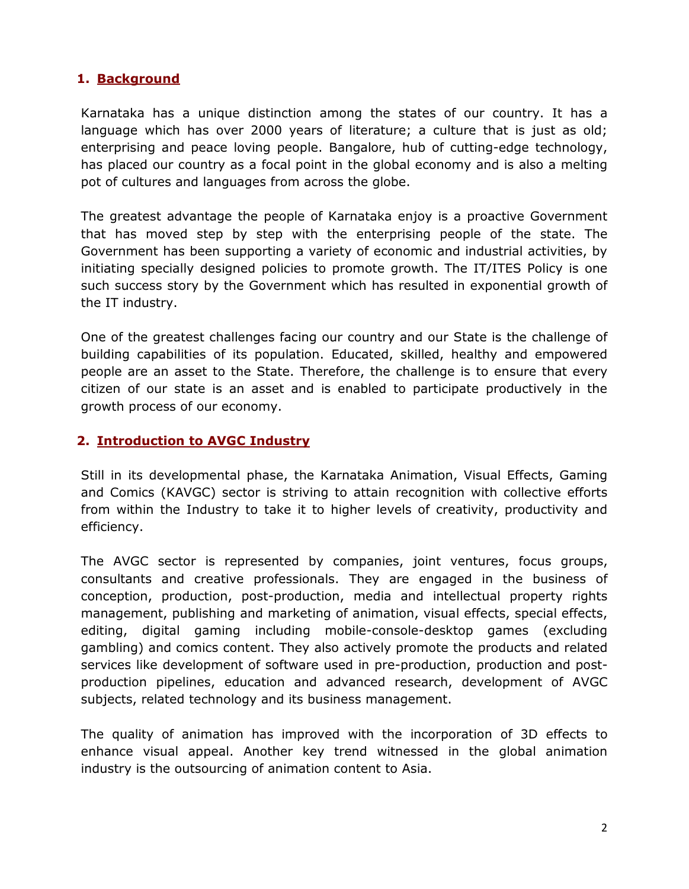## 1. Background

Karnataka has a unique distinction among the states of our country. It has a language which has over 2000 years of literature; a culture that is just as old; enterprising and peace loving people. Bangalore, hub of cutting-edge technology, has placed our country as a focal point in the global economy and is also a melting pot of cultures and languages from across the globe.

The greatest advantage the people of Karnataka enjoy is a proactive Government that has moved step by step with the enterprising people of the state. The Government has been supporting a variety of economic and industrial activities, by initiating specially designed policies to promote growth. The IT/ITES Policy is one such success story by the Government which has resulted in exponential growth of the IT industry.

One of the greatest challenges facing our country and our State is the challenge of building capabilities of its population. Educated, skilled, healthy and empowered people are an asset to the State. Therefore, the challenge is to ensure that every citizen of our state is an asset and is enabled to participate productively in the growth process of our economy.

## 2. Introduction to AVGC Industry

Still in its developmental phase, the Karnataka Animation, Visual Effects, Gaming and Comics (KAVGC) sector is striving to attain recognition with collective efforts from within the Industry to take it to higher levels of creativity, productivity and efficiency.

The AVGC sector is represented by companies, joint ventures, focus groups, consultants and creative professionals. They are engaged in the business of conception, production, post-production, media and intellectual property rights management, publishing and marketing of animation, visual effects, special effects, editing, digital gaming including mobile-console-desktop games (excluding gambling) and comics content. They also actively promote the products and related services like development of software used in pre-production, production and post-production pipelines, education and advanced research, development of AVGC subjects, related technology and its business management.

The quality of animation has improved with the incorporation of 3D effects to enhance visual appeal. Another key trend witnessed in the global animation industry is the outsourcing of animation content to Asia.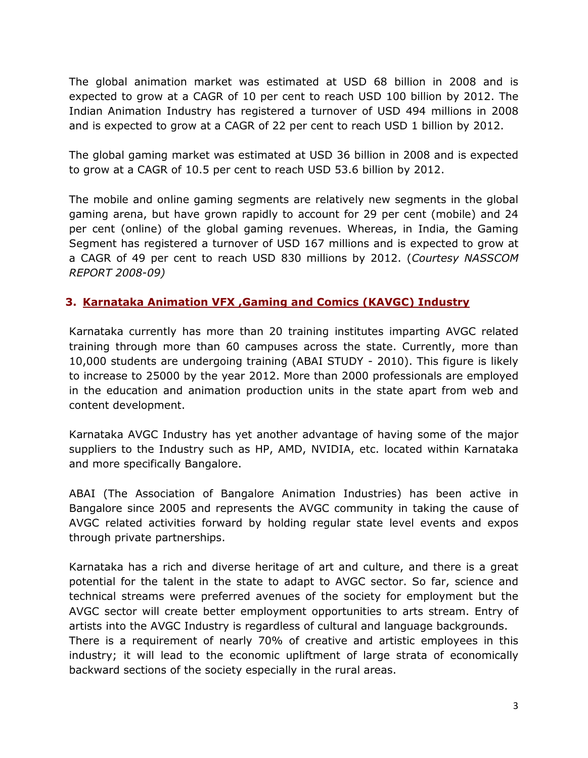The global animation market was estimated at USD 68 billion in 2008 and is expected to grow at a CAGR of 10 per cent to reach USD 100 billion by 2012. The Indian Animation Industry has registered a turnover of USD 494 millions in 2008 and is expected to grow at a CAGR of 22 per cent to reach USD 1 billion by 2012.

The global gaming market was estimated at USD 36 billion in 2008 and is expected to grow at a CAGR of 10.5 per cent to reach USD 53.6 billion by 2012.

The mobile and online gaming segments are relatively new segments in the global gaming arena, but have grown rapidly to account for 29 per cent (mobile) and 24 per cent (online) of the global gaming revenues. Whereas, in India, the Gaming Segment has registered a turnover of USD 167 millions and is expected to grow at a CAGR of 49 per cent to reach USD 830 millions by 2012. (*Courtesy NASSCOM REPORT 2008-09)*

## 3. Karnataka Animation VFX ,Gaming and Comics (KAVGC) Industry

Karnataka currently has more than 20 training institutes imparting AVGC related training through more than 60 campuses across the state. Currently, more than 10,000 students are undergoing training (ABAI STUDY - 2010). This figure is likely to increase to 25000 by the year 2012. More than 2000 professionals are employed in the education and animation production units in the state apart from web and content development.

Karnataka AVGC Industry has yet another advantage of having some of the major suppliers to the Industry such as HP, AMD, NVIDIA, etc. located within Karnataka and more specifically Bangalore.

ABAI (The Association of Bangalore Animation Industries) has been active in Bangalore since 2005 and represents the AVGC community in taking the cause of AVGC related activities forward by holding regular state level events and expos through private partnerships.

Karnataka has a rich and diverse heritage of art and culture, and there is a great potential for the talent in the state to adapt to AVGC sector. So far, science and technical streams were preferred avenues of the society for employment but the AVGC sector will create better employment opportunities to arts stream. Entry of artists into the AVGC Industry is regardless of cultural and language backgrounds.
There is a requirement of nearly 70% of creative and artistic employees in this industry; it will lead to the economic upliftment of large strata of economically backward sections of the society especially in the rural areas.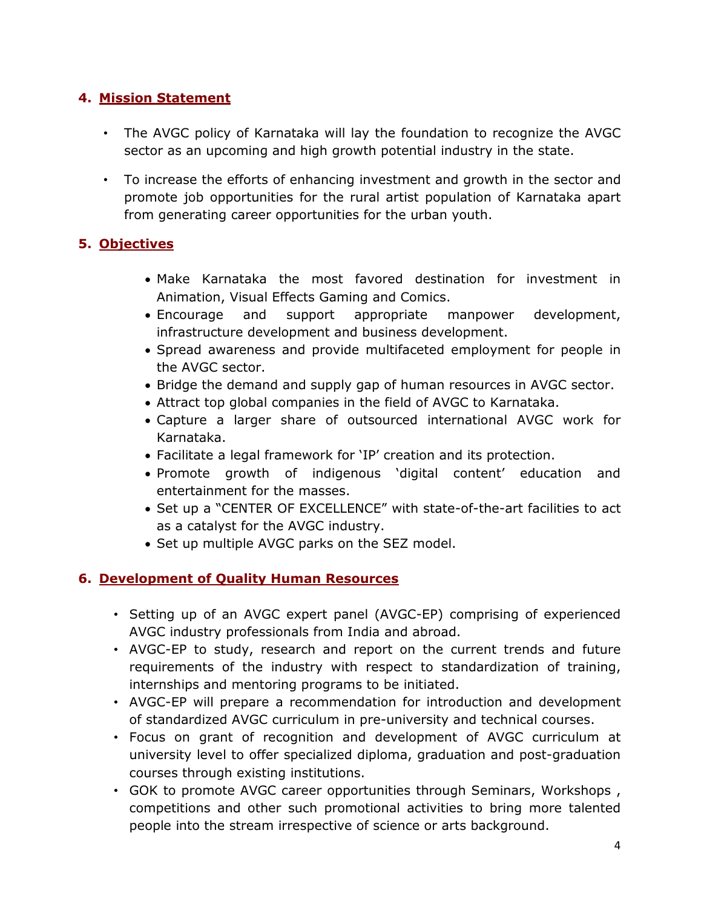## 4. Mission Statement

- The AVGC policy of Karnataka will lay the foundation to recognize the AVGC sector as an upcoming and high growth potential industry in the state.
- To increase the efforts of enhancing investment and growth in the sector and promote job opportunities for the rural artist population of Karnataka apart from generating career opportunities for the urban youth.

## 5. Objectives

- Make Karnataka the most favored destination for investment in Animation, Visual Effects Gaming and Comics.
- Encourage and support appropriate manpower development, infrastructure development and business development.
- Spread awareness and provide multifaceted employment for people in the AVGC sector.
- Bridge the demand and supply gap of human resources in AVGC sector.
- Attract top global companies in the field of AVGC to Karnataka.
- Capture a larger share of outsourced international AVGC work for Karnataka.
- Facilitate a legal framework for 'IP' creation and its protection.
- Promote growth of indigenous 'digital content' education and entertainment for the masses.
- Set up a "CENTER OF EXCELLENCE" with state-of-the-art facilities to act as a catalyst for the AVGC industry.
- Set up multiple AVGC parks on the SEZ model.

## 6. Development of Quality Human Resources

- Setting up of an AVGC expert panel (AVGC-EP) comprising of experienced AVGC industry professionals from India and abroad.
- AVGC-EP to study, research and report on the current trends and future requirements of the industry with respect to standardization of training, internships and mentoring programs to be initiated.
- AVGC-EP will prepare a recommendation for introduction and development of standardized AVGC curriculum in pre-university and technical courses.
- Focus on grant of recognition and development of AVGC curriculum at university level to offer specialized diploma, graduation and post-graduation courses through existing institutions.
- GOK to promote AVGC career opportunities through Seminars, Workshops , competitions and other such promotional activities to bring more talented people into the stream irrespective of science or arts background.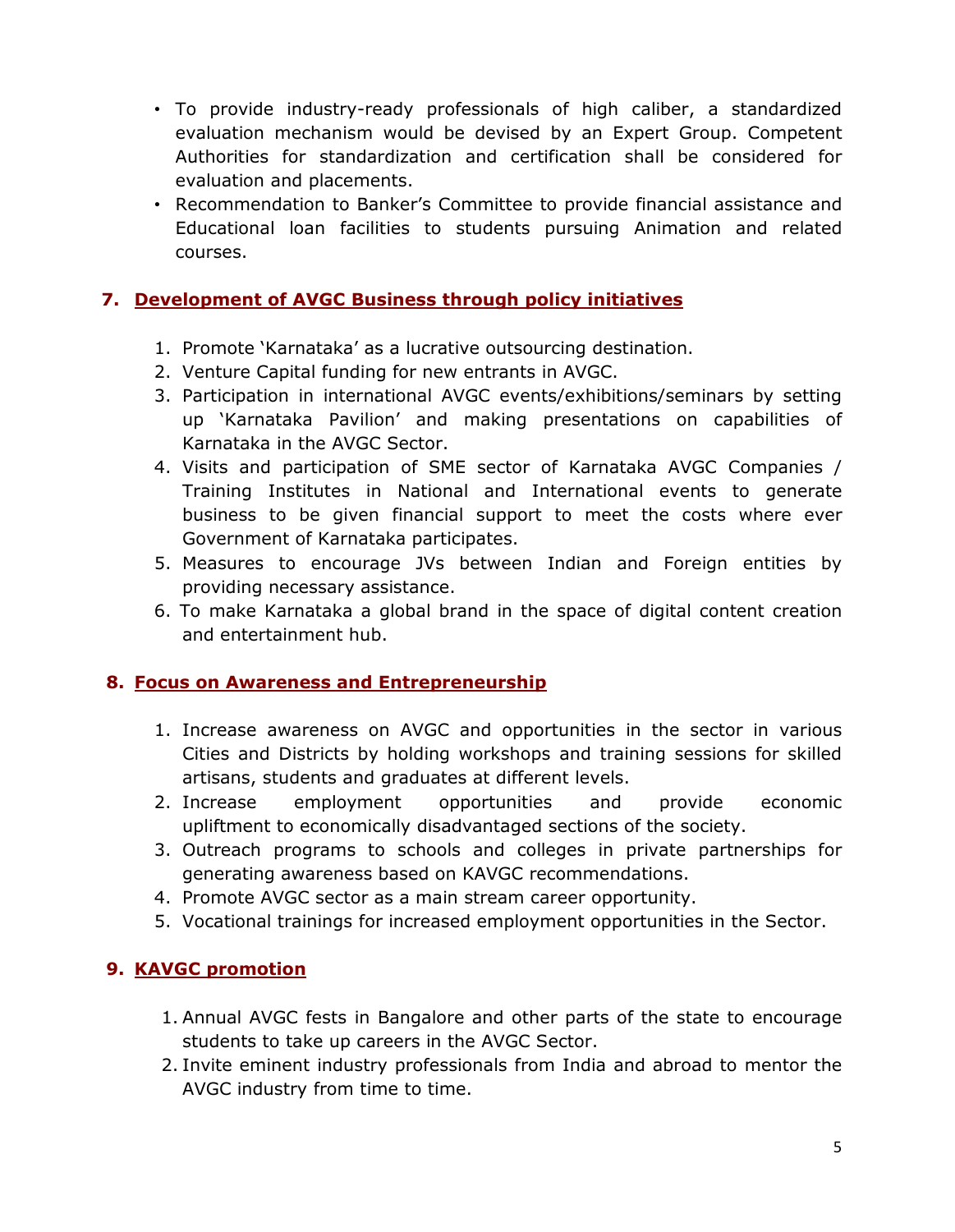- To provide industry-ready professionals of high caliber, a standardized evaluation mechanism would be devised by an Expert Group. Competent Authorities for standardization and certification shall be considered for evaluation and placements.
- Recommendation to Banker's Committee to provide financial assistance and Educational loan facilities to students pursuing Animation and related courses.

## 7. Development of AVGC Business through policy initiatives

1. Promote 'Karnataka' as a lucrative outsourcing destination.
2. Venture Capital funding for new entrants in AVGC.
3. Participation in international AVGC events/exhibitions/seminars by setting up 'Karnataka Pavilion' and making presentations on capabilities of Karnataka in the AVGC Sector.
4. Visits and participation of SME sector of Karnataka AVGC Companies / Training Institutes in National and International events to generate business to be given financial support to meet the costs where ever Government of Karnataka participates.
5. Measures to encourage JVs between Indian and Foreign entities by providing necessary assistance.
6. To make Karnataka a global brand in the space of digital content creation and entertainment hub.

## 8. Focus on Awareness and Entrepreneurship

1. Increase awareness on AVGC and opportunities in the sector in various Cities and Districts by holding workshops and training sessions for skilled artisans, students and graduates at different levels.
2. Increase employment opportunities and provide economic upliftment to economically disadvantaged sections of the society.
3. Outreach programs to schools and colleges in private partnerships for generating awareness based on KAVGC recommendations.
4. Promote AVGC sector as a main stream career opportunity.
5. Vocational trainings for increased employment opportunities in the Sector.

## 9. KAVGC promotion

1. Annual AVGC fests in Bangalore and other parts of the state to encourage students to take up careers in the AVGC Sector.
2. Invite eminent industry professionals from India and abroad to mentor the AVGC industry from time to time.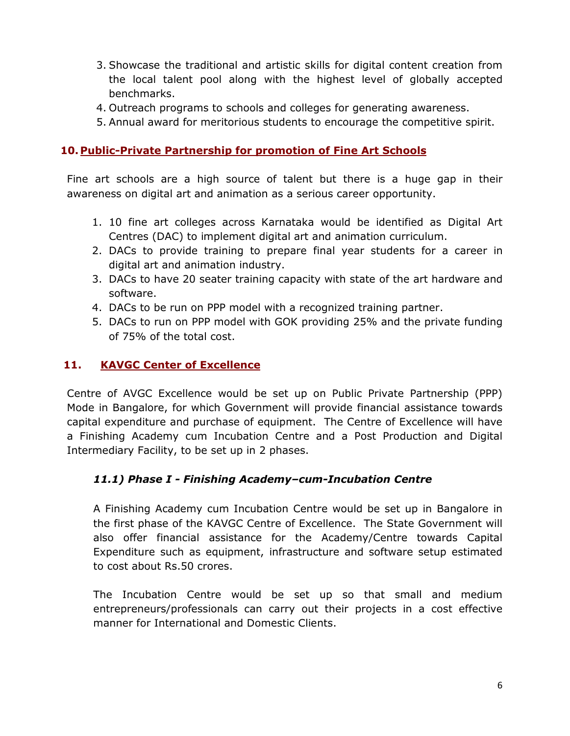3. Showcase the traditional and artistic skills for digital content creation from the local talent pool along with the highest level of globally accepted benchmarks.
4. Outreach programs to schools and colleges for generating awareness.
5. Annual award for meritorious students to encourage the competitive spirit.

## 10. Public-Private Partnership for promotion of Fine Art Schools

Fine art schools are a high source of talent but there is a huge gap in their awareness on digital art and animation as a serious career opportunity.

1. 10 fine art colleges across Karnataka would be identified as Digital Art Centres (DAC) to implement digital art and animation curriculum.
2. DACs to provide training to prepare final year students for a career in digital art and animation industry.
3. DACs to have 20 seater training capacity with state of the art hardware and software.
4. DACs to be run on PPP model with a recognized training partner.
5. DACs to run on PPP model with GOK providing 25% and the private funding of 75% of the total cost.

## 11. KAVGC Center of Excellence

Centre of AVGC Excellence would be set up on Public Private Partnership (PPP) Mode in Bangalore, for which Government will provide financial assistance towards capital expenditure and purchase of equipment. The Centre of Excellence will have a Finishing Academy cum Incubation Centre and a Post Production and Digital Intermediary Facility, to be set up in 2 phases.

### *11.1) Phase I - Finishing Academy–cum-Incubation Centre*

A Finishing Academy cum Incubation Centre would be set up in Bangalore in the first phase of the KAVGC Centre of Excellence. The State Government will also offer financial assistance for the Academy/Centre towards Capital Expenditure such as equipment, infrastructure and software setup estimated to cost about Rs.50 crores.

The Incubation Centre would be set up so that small and medium entrepreneurs/professionals can carry out their projects in a cost effective manner for International and Domestic Clients.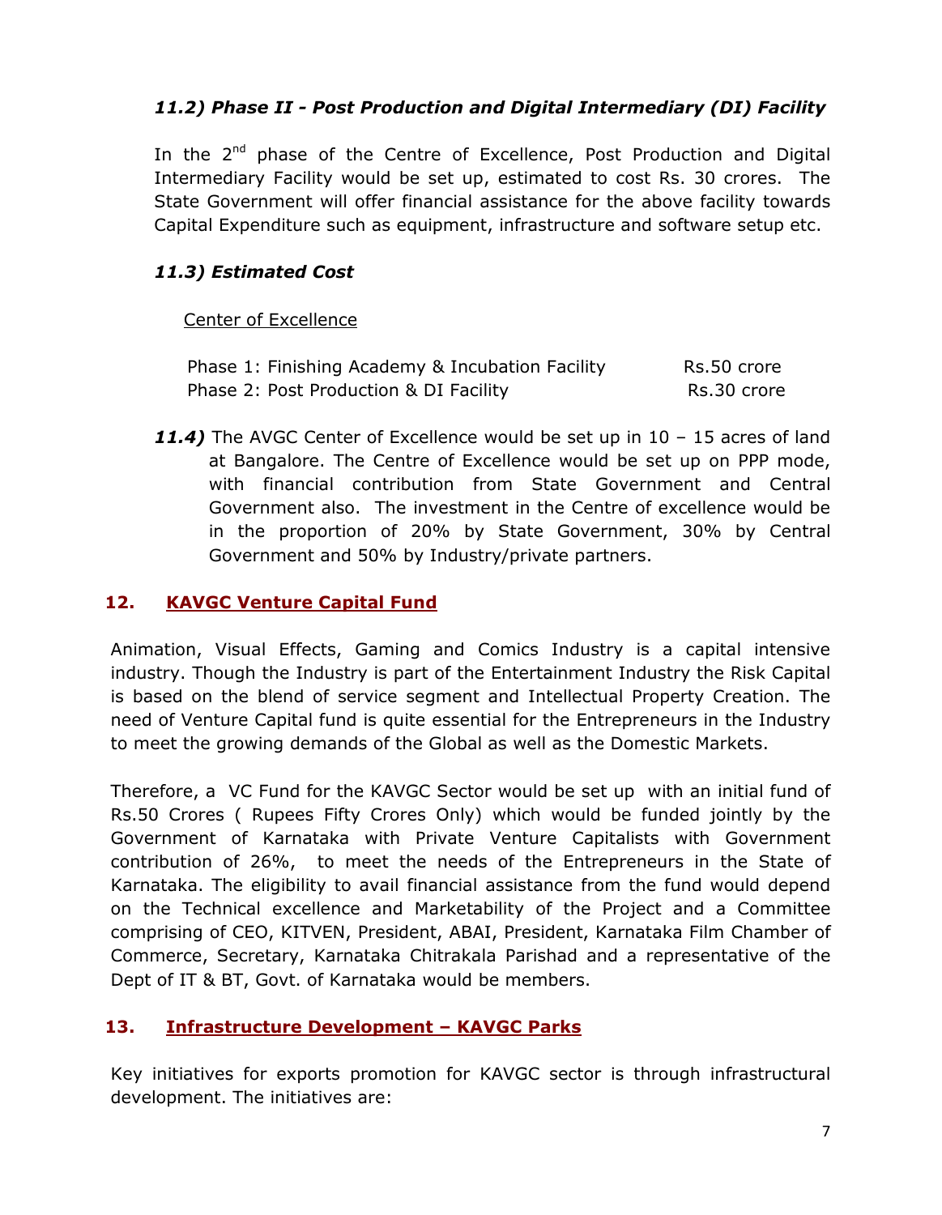### *11.2) Phase II - Post Production and Digital Intermediary (DI) Facility*

In the 2nd phase of the Centre of Excellence, Post Production and Digital Intermediary Facility would be set up, estimated to cost Rs. 30 crores. The State Government will offer financial assistance for the above facility towards Capital Expenditure such as equipment, infrastructure and software setup etc.

### *11.3) Estimated Cost*

Center of Excellence

| | |
|---|---|
| Phase 1: Finishing Academy & Incubation Facility | Rs.50 crore |
| Phase 2: Post Production & DI Facility | Rs.30 crore |

***11.4)*** The AVGC Center of Excellence would be set up in 10 – 15 acres of land at Bangalore. The Centre of Excellence would be set up on PPP mode, with financial contribution from State Government and Central Government also. The investment in the Centre of excellence would be in the proportion of 20% by State Government, 30% by Central Government and 50% by Industry/private partners.

## 12. KAVGC Venture Capital Fund

Animation, Visual Effects, Gaming and Comics Industry is a capital intensive industry. Though the Industry is part of the Entertainment Industry the Risk Capital is based on the blend of service segment and Intellectual Property Creation. The need of Venture Capital fund is quite essential for the Entrepreneurs in the Industry to meet the growing demands of the Global as well as the Domestic Markets.

Therefore, a VC Fund for the KAVGC Sector would be set up with an initial fund of Rs.50 Crores ( Rupees Fifty Crores Only) which would be funded jointly by the Government of Karnataka with Private Venture Capitalists with Government contribution of 26%, to meet the needs of the Entrepreneurs in the State of Karnataka. The eligibility to avail financial assistance from the fund would depend on the Technical excellence and Marketability of the Project and a Committee comprising of CEO, KITVEN, President, ABAI, President, Karnataka Film Chamber of Commerce, Secretary, Karnataka Chitrakala Parishad and a representative of the Dept of IT & BT, Govt. of Karnataka would be members.

## 13. Infrastructure Development – KAVGC Parks

Key initiatives for exports promotion for KAVGC sector is through infrastructural development. The initiatives are: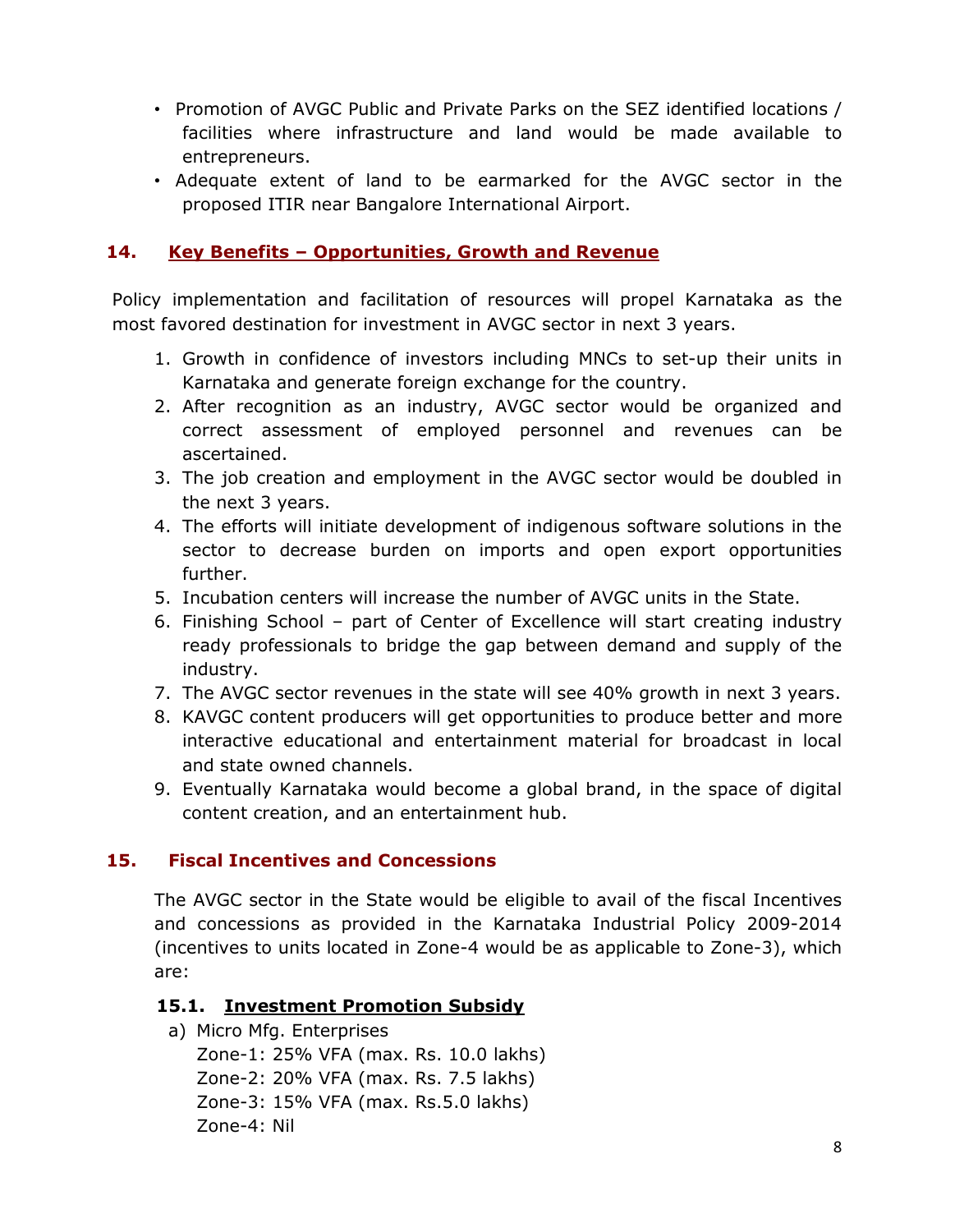- Promotion of AVGC Public and Private Parks on the SEZ identified locations / facilities where infrastructure and land would be made available to entrepreneurs.
- Adequate extent of land to be earmarked for the AVGC sector in the proposed ITIR near Bangalore International Airport.

## 14. Key Benefits – Opportunities, Growth and Revenue

Policy implementation and facilitation of resources will propel Karnataka as the most favored destination for investment in AVGC sector in next 3 years.

1. Growth in confidence of investors including MNCs to set-up their units in Karnataka and generate foreign exchange for the country.
2. After recognition as an industry, AVGC sector would be organized and correct assessment of employed personnel and revenues can be ascertained.
3. The job creation and employment in the AVGC sector would be doubled in the next 3 years.
4. The efforts will initiate development of indigenous software solutions in the sector to decrease burden on imports and open export opportunities further.
5. Incubation centers will increase the number of AVGC units in the State.
6. Finishing School – part of Center of Excellence will start creating industry ready professionals to bridge the gap between demand and supply of the industry.
7. The AVGC sector revenues in the state will see 40% growth in next 3 years.
8. KAVGC content producers will get opportunities to produce better and more interactive educational and entertainment material for broadcast in local and state owned channels.
9. Eventually Karnataka would become a global brand, in the space of digital content creation, and an entertainment hub.

## 15. Fiscal Incentives and Concessions

The AVGC sector in the State would be eligible to avail of the fiscal Incentives and concessions as provided in the Karnataka Industrial Policy 2009-2014 (incentives to units located in Zone-4 would be as applicable to Zone-3), which are:

### 15.1. Investment Promotion Subsidy

a) Micro Mfg. Enterprises
Zone-1: 25% VFA (max. Rs. 10.0 lakhs)
Zone-2: 20% VFA (max. Rs. 7.5 lakhs)
Zone-3: 15% VFA (max. Rs.5.0 lakhs)
Zone-4: Nil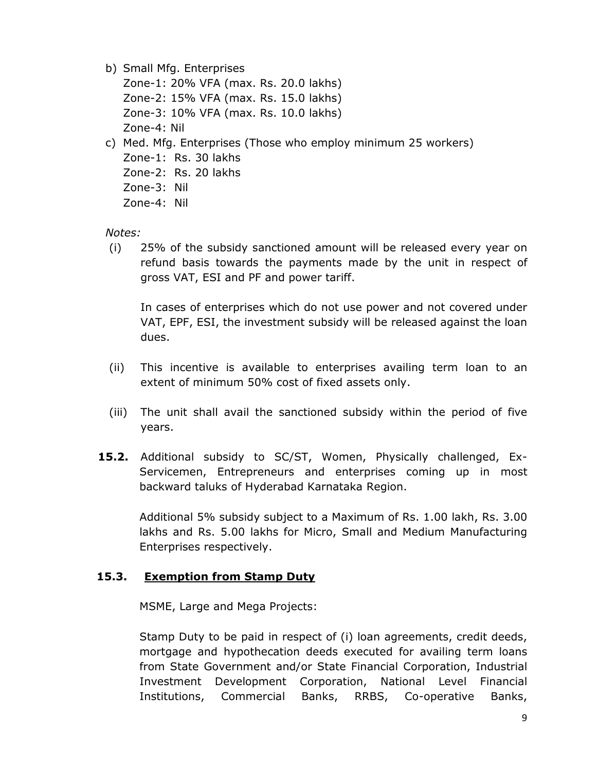b) Small Mfg. Enterprises
   Zone-1: 20% VFA (max. Rs. 20.0 lakhs)
   Zone-2: 15% VFA (max. Rs. 15.0 lakhs)
   Zone-3: 10% VFA (max. Rs. 10.0 lakhs)
   Zone-4: Nil
c) Med. Mfg. Enterprises (Those who employ minimum 25 workers)
   Zone-1: Rs. 30 lakhs
   Zone-2: Rs. 20 lakhs
   Zone-3: Nil
   Zone-4: Nil

*Notes:*

(i) 25% of the subsidy sanctioned amount will be released every year on refund basis towards the payments made by the unit in respect of gross VAT, ESI and PF and power tariff.

In cases of enterprises which do not use power and not covered under VAT, EPF, ESI, the investment subsidy will be released against the loan dues.

(ii) This incentive is available to enterprises availing term loan to an extent of minimum 50% cost of fixed assets only.

(iii) The unit shall avail the sanctioned subsidy within the period of five years.

**15.2.** Additional subsidy to SC/ST, Women, Physically challenged, Ex-Servicemen, Entrepreneurs and enterprises coming up in most backward taluks of Hyderabad Karnataka Region.

Additional 5% subsidy subject to a Maximum of Rs. 1.00 lakh, Rs. 3.00 lakhs and Rs. 5.00 lakhs for Micro, Small and Medium Manufacturing Enterprises respectively.

### 15.3. <u>Exemption from Stamp Duty</u>

MSME, Large and Mega Projects:

Stamp Duty to be paid in respect of (i) loan agreements, credit deeds, mortgage and hypothecation deeds executed for availing term loans from State Government and/or State Financial Corporation, Industrial Investment Development Corporation, National Level Financial Institutions, Commercial Banks, RRBS, Co-operative Banks,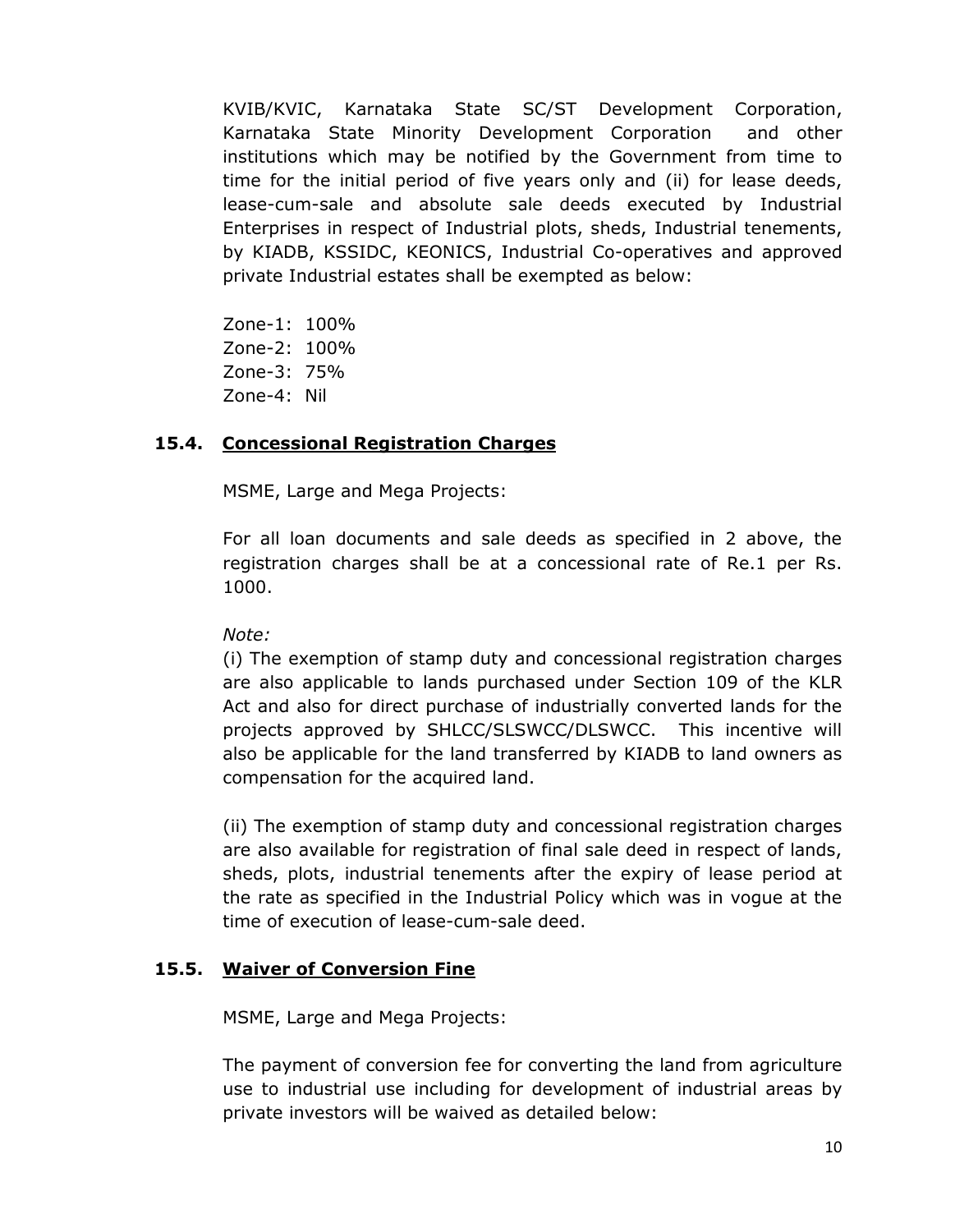KVIB/KVIC, Karnataka State SC/ST Development Corporation, Karnataka State Minority Development Corporation and other institutions which may be notified by the Government from time to time for the initial period of five years only and (ii) for lease deeds, lease-cum-sale and absolute sale deeds executed by Industrial Enterprises in respect of Industrial plots, sheds, Industrial tenements, by KIADB, KSSIDC, KEONICS, Industrial Co-operatives and approved private Industrial estates shall be exempted as below:

Zone-1: 100%
Zone-2: 100%
Zone-3: 75%
Zone-4: Nil

### 15.4. Concessional Registration Charges

MSME, Large and Mega Projects:

For all loan documents and sale deeds as specified in 2 above, the registration charges shall be at a concessional rate of Re.1 per Rs. 1000.

*Note:*

(i) The exemption of stamp duty and concessional registration charges are also applicable to lands purchased under Section 109 of the KLR Act and also for direct purchase of industrially converted lands for the projects approved by SHLCC/SLSWCC/DLSWCC. This incentive will also be applicable for the land transferred by KIADB to land owners as compensation for the acquired land.

(ii) The exemption of stamp duty and concessional registration charges are also available for registration of final sale deed in respect of lands, sheds, plots, industrial tenements after the expiry of lease period at the rate as specified in the Industrial Policy which was in vogue at the time of execution of lease-cum-sale deed.

### 15.5. Waiver of Conversion Fine

MSME, Large and Mega Projects:

The payment of conversion fee for converting the land from agriculture use to industrial use including for development of industrial areas by private investors will be waived as detailed below: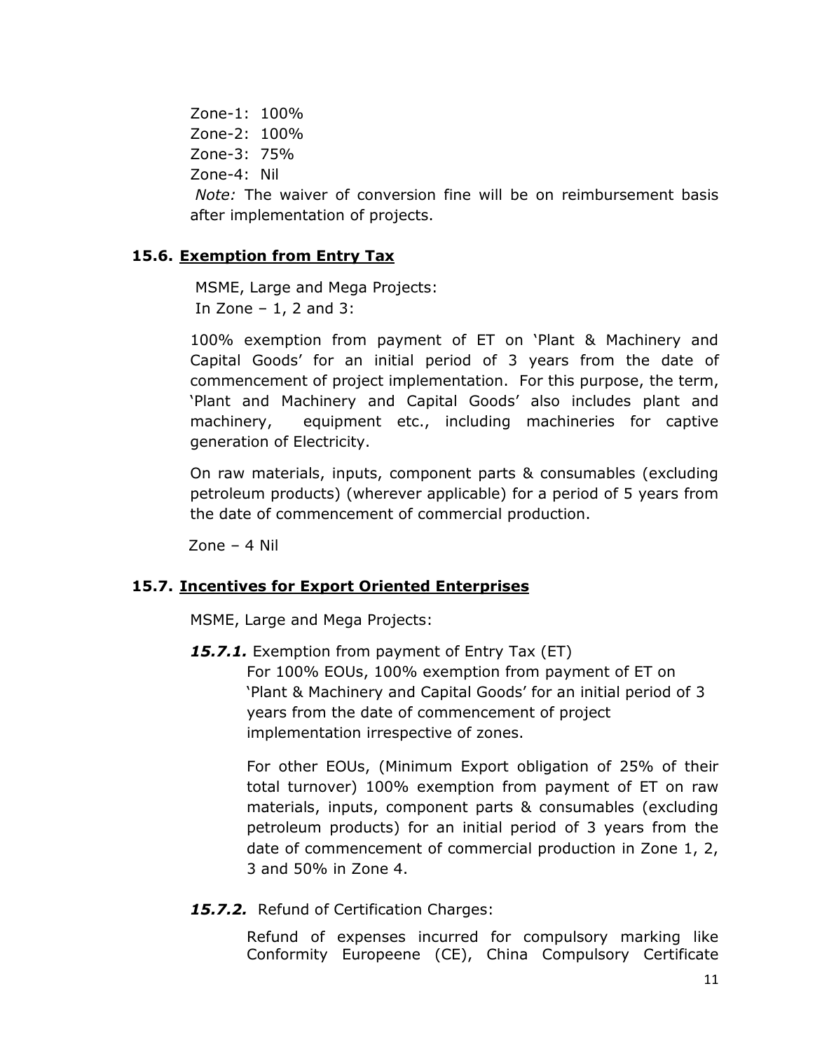Zone-1: 100%
Zone-2: 100%
Zone-3: 75%
Zone-4: Nil

*Note:* The waiver of conversion fine will be on reimbursement basis after implementation of projects.

### 15.6. Exemption from Entry Tax

MSME, Large and Mega Projects:
In Zone – 1, 2 and 3:

100% exemption from payment of ET on 'Plant & Machinery and Capital Goods' for an initial period of 3 years from the date of commencement of project implementation. For this purpose, the term, 'Plant and Machinery and Capital Goods' also includes plant and machinery, equipment etc., including machineries for captive generation of Electricity.

On raw materials, inputs, component parts & consumables (excluding petroleum products) (wherever applicable) for a period of 5 years from the date of commencement of commercial production.

Zone – 4 Nil

### 15.7. Incentives for Export Oriented Enterprises

MSME, Large and Mega Projects:

***15.7.1.*** Exemption from payment of Entry Tax (ET)

For 100% EOUs, 100% exemption from payment of ET on 'Plant & Machinery and Capital Goods' for an initial period of 3 years from the date of commencement of project implementation irrespective of zones.

For other EOUs, (Minimum Export obligation of 25% of their total turnover) 100% exemption from payment of ET on raw materials, inputs, component parts & consumables (excluding petroleum products) for an initial period of 3 years from the date of commencement of commercial production in Zone 1, 2, 3 and 50% in Zone 4.

***15.7.2.*** Refund of Certification Charges:

Refund of expenses incurred for compulsory marking like Conformity Europeene (CE), China Compulsory Certificate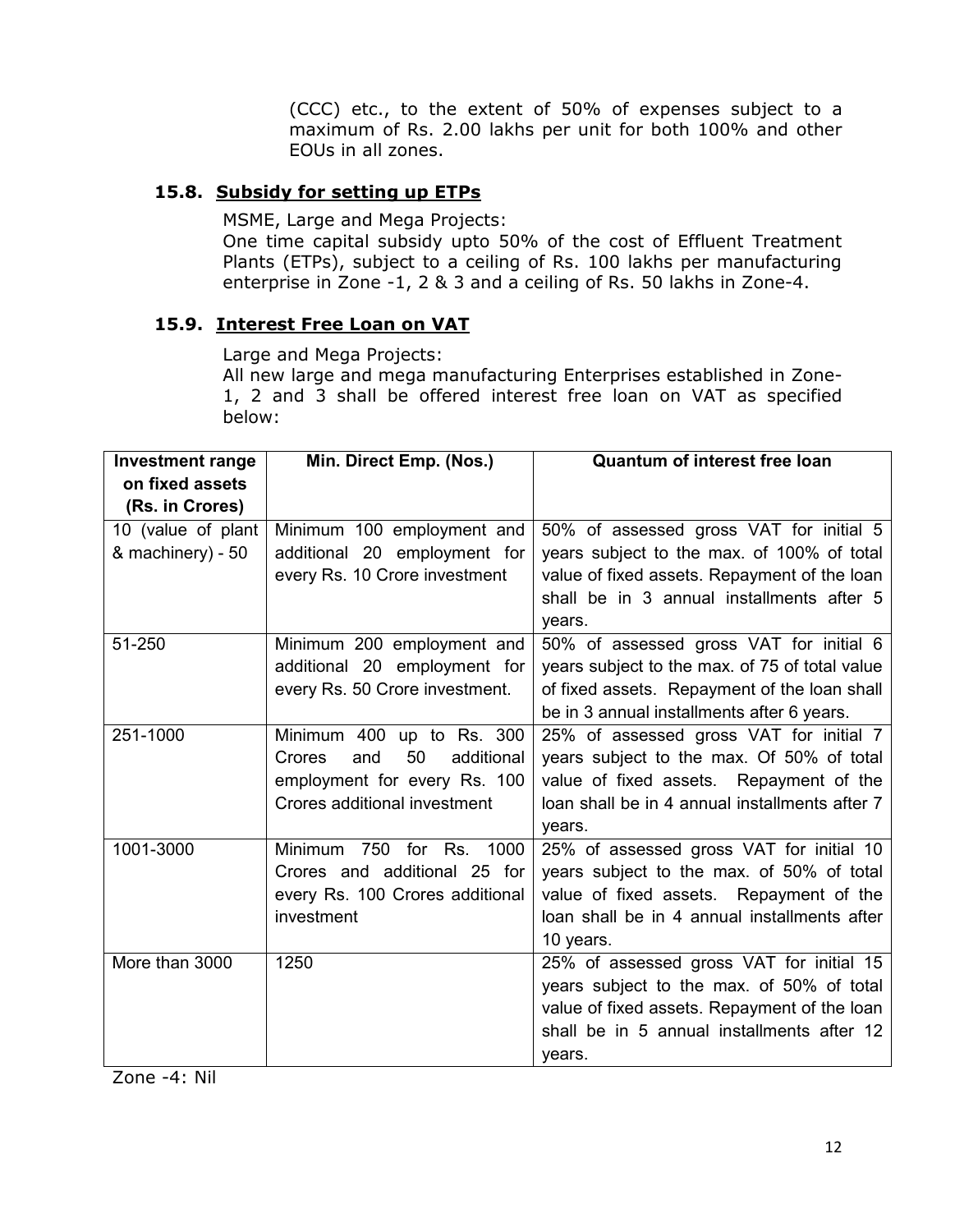(CCC) etc., to the extent of 50% of expenses subject to a maximum of Rs. 2.00 lakhs per unit for both 100% and other EOUs in all zones.

### 15.8. Subsidy for setting up ETPs

MSME, Large and Mega Projects:
One time capital subsidy upto 50% of the cost of Effluent Treatment Plants (ETPs), subject to a ceiling of Rs. 100 lakhs per manufacturing enterprise in Zone -1, 2 & 3 and a ceiling of Rs. 50 lakhs in Zone-4.

### 15.9. Interest Free Loan on VAT

Large and Mega Projects:
All new large and mega manufacturing Enterprises established in Zone-1, 2 and 3 shall be offered interest free loan on VAT as specified below:

| Investment range on fixed assets (Rs. in Crores) | Min. Direct Emp. (Nos.) | Quantum of interest free loan |
|---|---|---|
| 10 (value of plant & machinery) - 50 | Minimum 100 employment and additional 20 employment for every Rs. 10 Crore investment | 50% of assessed gross VAT for initial 5 years subject to the max. of 100% of total value of fixed assets. Repayment of the loan shall be in 3 annual installments after 5 years. |
| 51-250 | Minimum 200 employment and additional 20 employment for every Rs. 50 Crore investment. | 50% of assessed gross VAT for initial 6 years subject to the max. of 75 of total value of fixed assets. Repayment of the loan shall be in 3 annual installments after 6 years. |
| 251-1000 | Minimum 400 up to Rs. 300 Crores and 50 additional employment for every Rs. 100 Crores additional investment | 25% of assessed gross VAT for initial 7 years subject to the max. Of 50% of total value of fixed assets. Repayment of the loan shall be in 4 annual installments after 7 years. |
| 1001-3000 | Minimum 750 for Rs. 1000 Crores and additional 25 for every Rs. 100 Crores additional investment | 25% of assessed gross VAT for initial 10 years subject to the max. of 50% of total value of fixed assets. Repayment of the loan shall be in 4 annual installments after 10 years. |
| More than 3000 | 1250 | 25% of assessed gross VAT for initial 15 years subject to the max. of 50% of total value of fixed assets. Repayment of the loan shall be in 5 annual installments after 12 years. |

Zone -4: Nil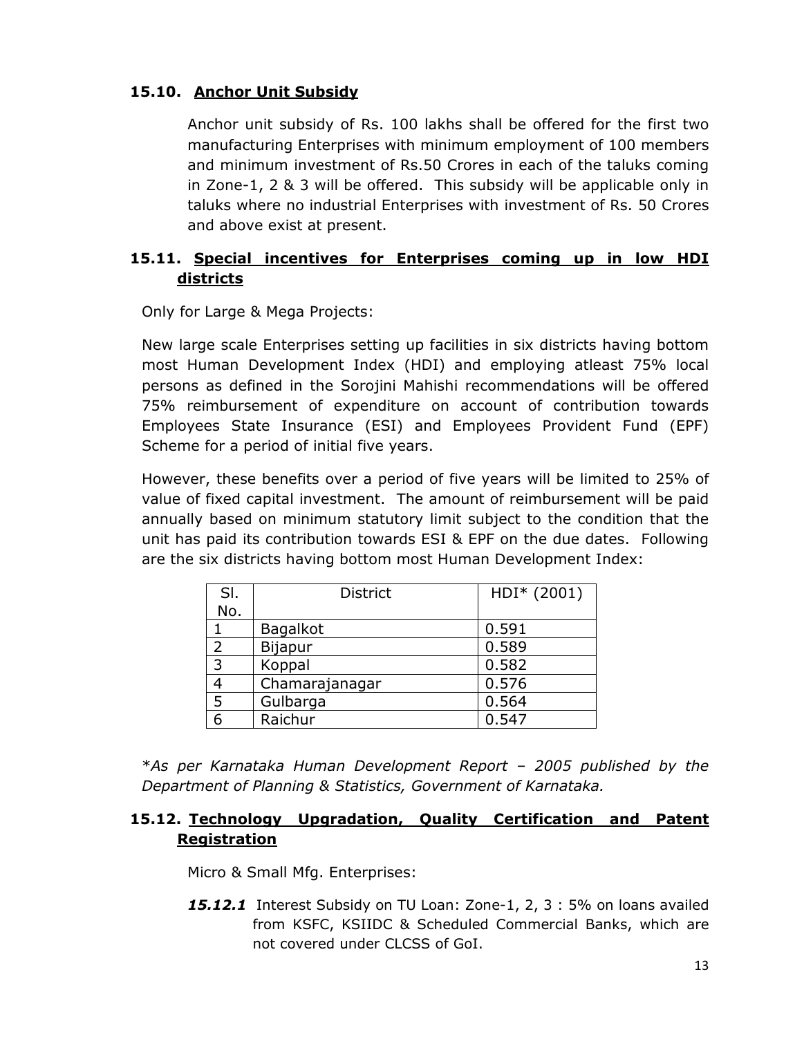### 15.10. Anchor Unit Subsidy

Anchor unit subsidy of Rs. 100 lakhs shall be offered for the first two manufacturing Enterprises with minimum employment of 100 members and minimum investment of Rs.50 Crores in each of the taluks coming in Zone-1, 2 & 3 will be offered. This subsidy will be applicable only in taluks where no industrial Enterprises with investment of Rs. 50 Crores and above exist at present.

### 15.11. Special incentives for Enterprises coming up in low HDI districts

Only for Large & Mega Projects:

New large scale Enterprises setting up facilities in six districts having bottom most Human Development Index (HDI) and employing atleast 75% local persons as defined in the Sorojini Mahishi recommendations will be offered 75% reimbursement of expenditure on account of contribution towards Employees State Insurance (ESI) and Employees Provident Fund (EPF) Scheme for a period of initial five years.

However, these benefits over a period of five years will be limited to 25% of value of fixed capital investment. The amount of reimbursement will be paid annually based on minimum statutory limit subject to the condition that the unit has paid its contribution towards ESI & EPF on the due dates. Following are the six districts having bottom most Human Development Index:

| Sl. No. | District | HDI* (2001) |
|---|---|---|
| 1 | Bagalkot | 0.591 |
| 2 | Bijapur | 0.589 |
| 3 | Koppal | 0.582 |
| 4 | Chamarajanagar | 0.576 |
| 5 | Gulbarga | 0.564 |
| 6 | Raichur | 0.547 |

**As per Karnataka Human Development Report – 2005 published by the Department of Planning & Statistics, Government of Karnataka.*

### 15.12. Technology Upgradation, Quality Certification and Patent Registration

Micro & Small Mfg. Enterprises:

***15.12.1*** Interest Subsidy on TU Loan: Zone-1, 2, 3 : 5% on loans availed from KSFC, KSIIDC & Scheduled Commercial Banks, which are not covered under CLCSS of GoI.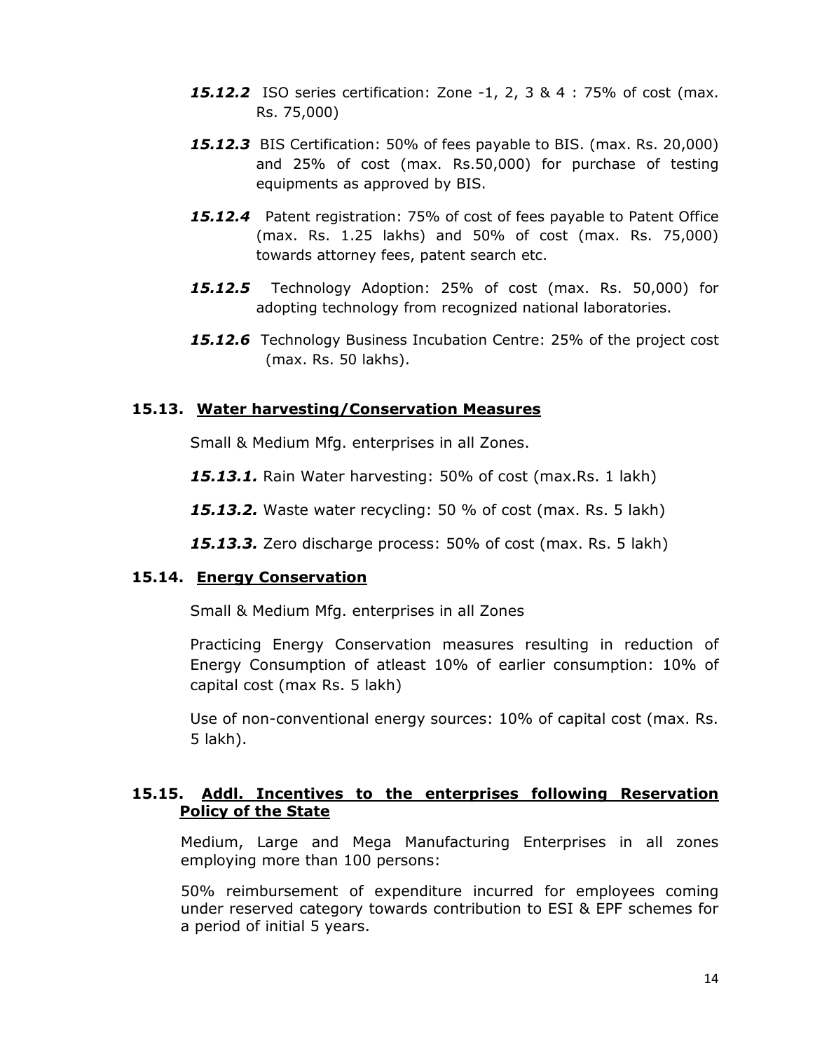***15.12.2*** ISO series certification: Zone -1, 2, 3 & 4 : 75% of cost (max. Rs. 75,000)

***15.12.3*** BIS Certification: 50% of fees payable to BIS. (max. Rs. 20,000) and 25% of cost (max. Rs.50,000) for purchase of testing equipments as approved by BIS.

***15.12.4*** Patent registration: 75% of cost of fees payable to Patent Office (max. Rs. 1.25 lakhs) and 50% of cost (max. Rs. 75,000) towards attorney fees, patent search etc.

***15.12.5*** Technology Adoption: 25% of cost (max. Rs. 50,000) for adopting technology from recognized national laboratories.

***15.12.6*** Technology Business Incubation Centre: 25% of the project cost (max. Rs. 50 lakhs).

### 15.13. <u>Water harvesting/Conservation Measures</u>

Small & Medium Mfg. enterprises in all Zones.

***15.13.1.*** Rain Water harvesting: 50% of cost (max.Rs. 1 lakh)

***15.13.2.*** Waste water recycling: 50 % of cost (max. Rs. 5 lakh)

***15.13.3.*** Zero discharge process: 50% of cost (max. Rs. 5 lakh)

### 15.14. <u>Energy Conservation</u>

Small & Medium Mfg. enterprises in all Zones

Practicing Energy Conservation measures resulting in reduction of Energy Consumption of atleast 10% of earlier consumption: 10% of capital cost (max Rs. 5 lakh)

Use of non-conventional energy sources: 10% of capital cost (max. Rs. 5 lakh).

### 15.15. <u>Addl. Incentives to the enterprises following Reservation Policy of the State</u>

Medium, Large and Mega Manufacturing Enterprises in all zones employing more than 100 persons:

50% reimbursement of expenditure incurred for employees coming under reserved category towards contribution to ESI & EPF schemes for a period of initial 5 years.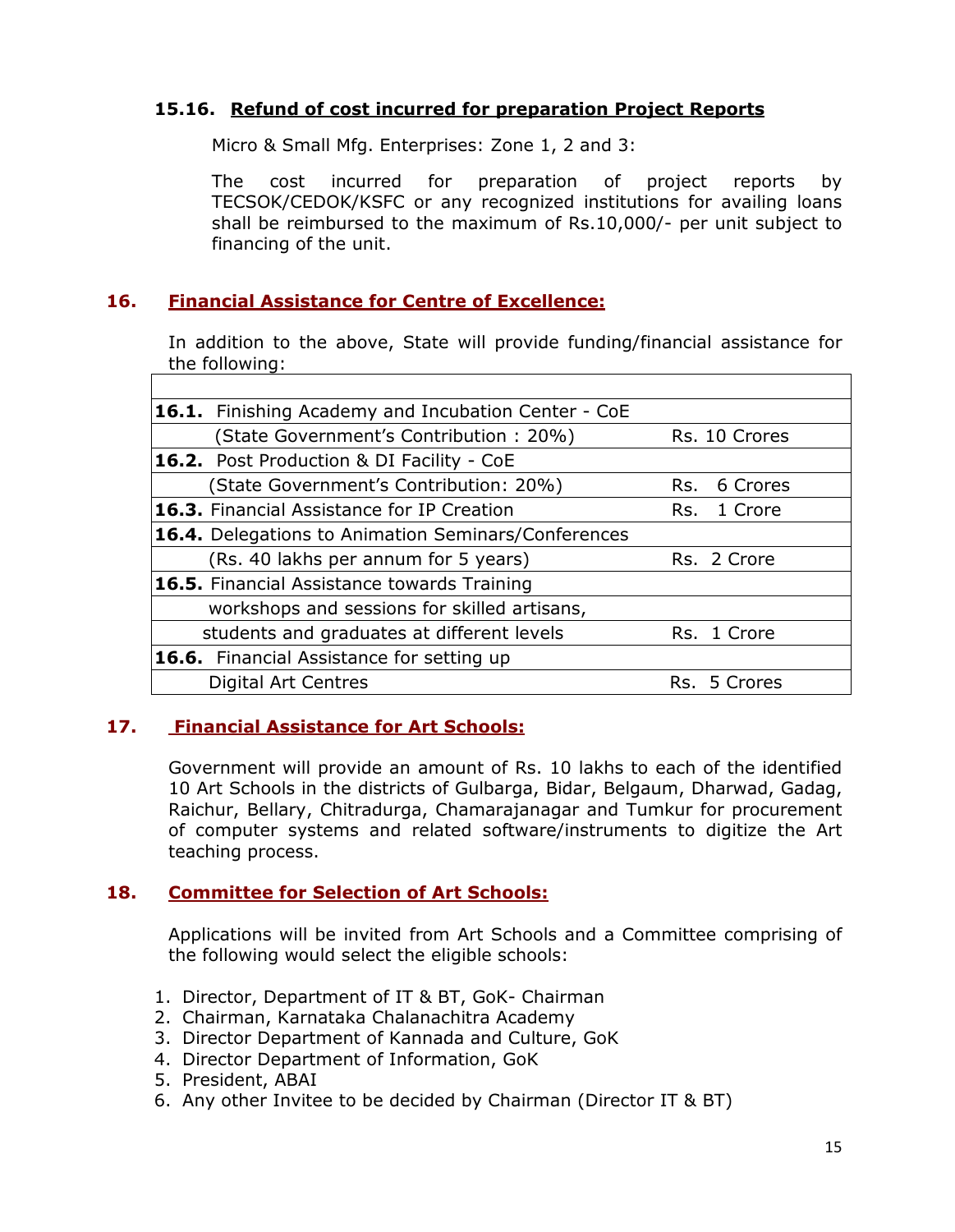### 15.16. Refund of cost incurred for preparation Project Reports

Micro & Small Mfg. Enterprises: Zone 1, 2 and 3:

The cost incurred for preparation of project reports by TECSOK/CEDOK/KSFC or any recognized institutions for availing loans shall be reimbursed to the maximum of Rs.10,000/- per unit subject to financing of the unit.

## 16. Financial Assistance for Centre of Excellence:

In addition to the above, State will provide funding/financial assistance for the following:

| | |
|---|---|
| **16.1.** Finishing Academy and Incubation Center - CoE | |
| (State Government's Contribution : 20%) | Rs. 10 Crores |
| **16.2.** Post Production & DI Facility - CoE | |
| (State Government's Contribution: 20%) | Rs. 6 Crores |
| **16.3.** Financial Assistance for IP Creation | Rs. 1 Crore |
| **16.4.** Delegations to Animation Seminars/Conferences | |
| (Rs. 40 lakhs per annum for 5 years) | Rs. 2 Crore |
| **16.5.** Financial Assistance towards Training | |
| workshops and sessions for skilled artisans, | |
| students and graduates at different levels | Rs. 1 Crore |
| **16.6.** Financial Assistance for setting up | |
| Digital Art Centres | Rs. 5 Crores |

## 17. Financial Assistance for Art Schools:

Government will provide an amount of Rs. 10 lakhs to each of the identified 10 Art Schools in the districts of Gulbarga, Bidar, Belgaum, Dharwad, Gadag, Raichur, Bellary, Chitradurga, Chamarajanagar and Tumkur for procurement of computer systems and related software/instruments to digitize the Art teaching process.

## 18. Committee for Selection of Art Schools:

Applications will be invited from Art Schools and a Committee comprising of the following would select the eligible schools:

1. Director, Department of IT & BT, GoK- Chairman
2. Chairman, Karnataka Chalanachitra Academy
3. Director Department of Kannada and Culture, GoK
4. Director Department of Information, GoK
5. President, ABAI
6. Any other Invitee to be decided by Chairman (Director IT & BT)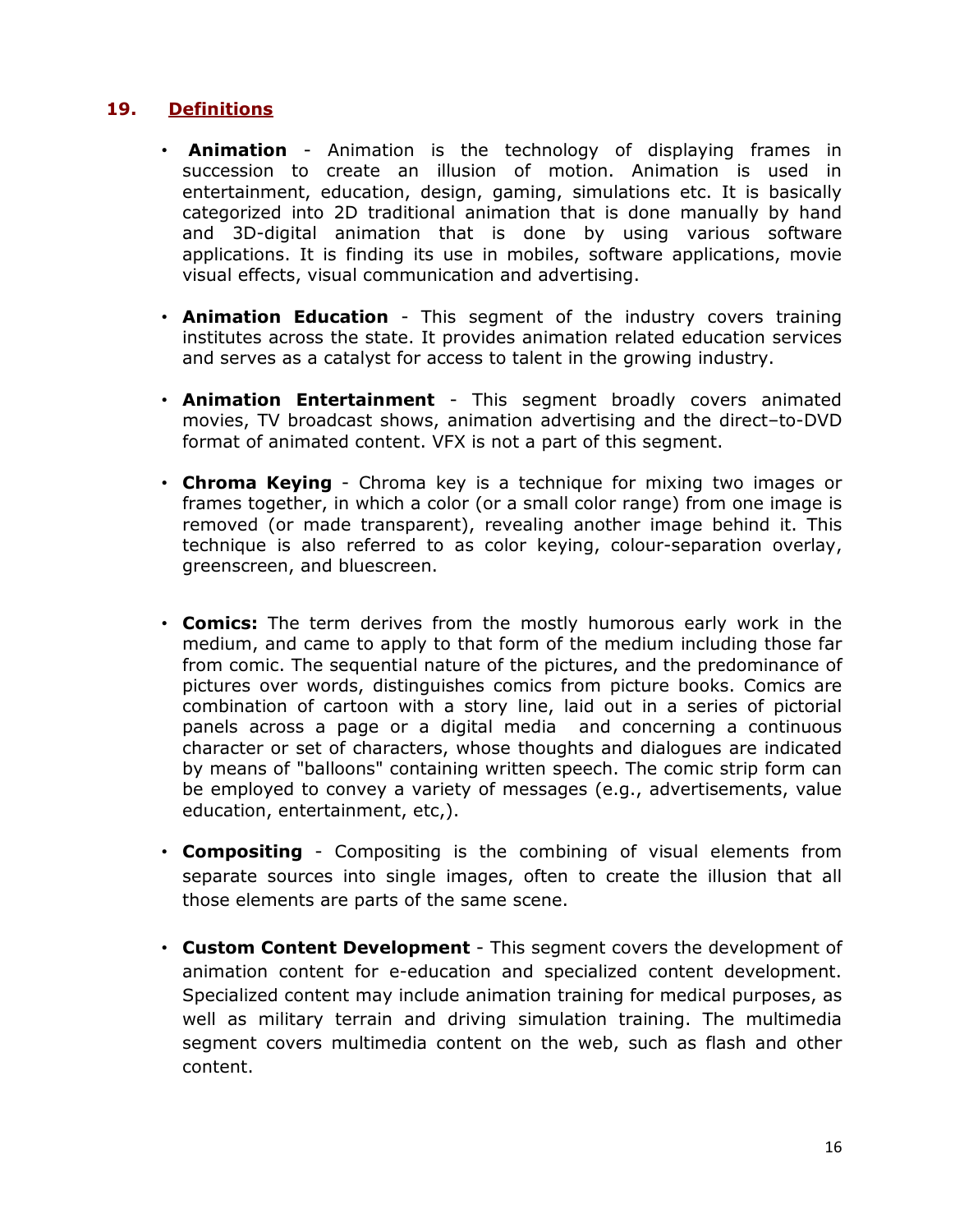## 19. Definitions

- **Animation** - Animation is the technology of displaying frames in succession to create an illusion of motion. Animation is used in entertainment, education, design, gaming, simulations etc. It is basically categorized into 2D traditional animation that is done manually by hand and 3D-digital animation that is done by using various software applications. It is finding its use in mobiles, software applications, movie visual effects, visual communication and advertising.

- **Animation Education** - This segment of the industry covers training institutes across the state. It provides animation related education services and serves as a catalyst for access to talent in the growing industry.

- **Animation Entertainment** - This segment broadly covers animated movies, TV broadcast shows, animation advertising and the direct–to-DVD format of animated content. VFX is not a part of this segment.

- **Chroma Keying** - Chroma key is a technique for mixing two images or frames together, in which a color (or a small color range) from one image is removed (or made transparent), revealing another image behind it. This technique is also referred to as color keying, colour-separation overlay, greenscreen, and bluescreen.

- **Comics:** The term derives from the mostly humorous early work in the medium, and came to apply to that form of the medium including those far from comic. The sequential nature of the pictures, and the predominance of pictures over words, distinguishes comics from picture books. Comics are combination of cartoon with a story line, laid out in a series of pictorial panels across a page or a digital media and concerning a continuous character or set of characters, whose thoughts and dialogues are indicated by means of "balloons" containing written speech. The comic strip form can be employed to convey a variety of messages (e.g., advertisements, value education, entertainment, etc,).

- **Compositing** - Compositing is the combining of visual elements from separate sources into single images, often to create the illusion that all those elements are parts of the same scene.

- **Custom Content Development** - This segment covers the development of animation content for e-education and specialized content development. Specialized content may include animation training for medical purposes, as well as military terrain and driving simulation training. The multimedia segment covers multimedia content on the web, such as flash and other content.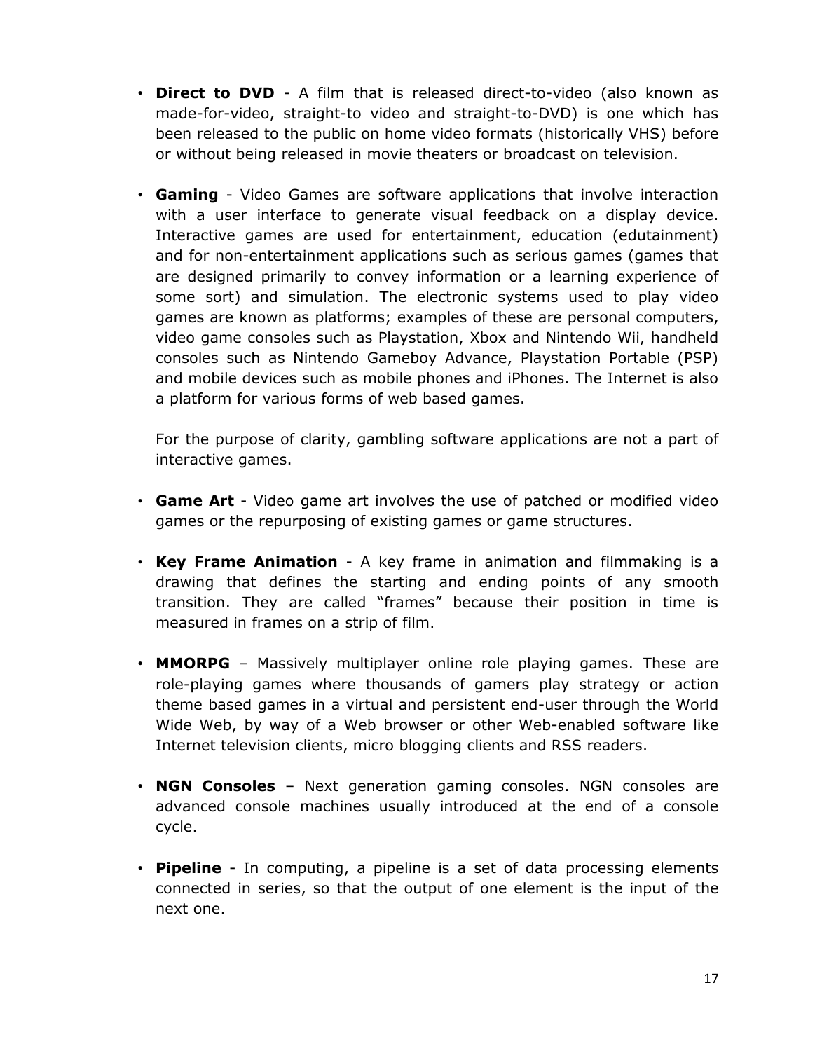- **Direct to DVD** - A film that is released direct-to-video (also known as made-for-video, straight-to video and straight-to-DVD) is one which has been released to the public on home video formats (historically VHS) before or without being released in movie theaters or broadcast on television.

- **Gaming** - Video Games are software applications that involve interaction with a user interface to generate visual feedback on a display device. Interactive games are used for entertainment, education (edutainment) and for non-entertainment applications such as serious games (games that are designed primarily to convey information or a learning experience of some sort) and simulation. The electronic systems used to play video games are known as platforms; examples of these are personal computers, video game consoles such as Playstation, Xbox and Nintendo Wii, handheld consoles such as Nintendo Gameboy Advance, Playstation Portable (PSP) and mobile devices such as mobile phones and iPhones. The Internet is also a platform for various forms of web based games.

  For the purpose of clarity, gambling software applications are not a part of interactive games.

- **Game Art** - Video game art involves the use of patched or modified video games or the repurposing of existing games or game structures.

- **Key Frame Animation** - A key frame in animation and filmmaking is a drawing that defines the starting and ending points of any smooth transition. They are called "frames" because their position in time is measured in frames on a strip of film.

- **MMORPG** – Massively multiplayer online role playing games. These are role-playing games where thousands of gamers play strategy or action theme based games in a virtual and persistent end-user through the World Wide Web, by way of a Web browser or other Web-enabled software like Internet television clients, micro blogging clients and RSS readers.

- **NGN Consoles** – Next generation gaming consoles. NGN consoles are advanced console machines usually introduced at the end of a console cycle.

- **Pipeline** - In computing, a pipeline is a set of data processing elements connected in series, so that the output of one element is the input of the next one.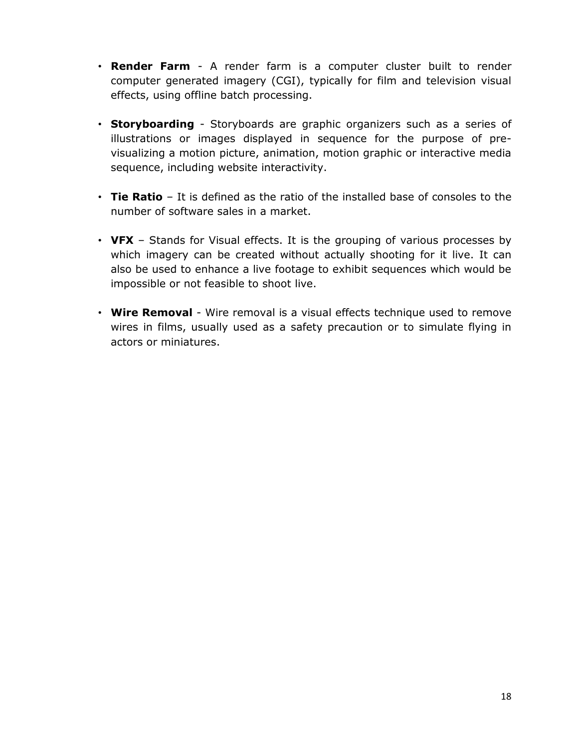- **Render Farm** - A render farm is a computer cluster built to render computer generated imagery (CGI), typically for film and television visual effects, using offline batch processing.

- **Storyboarding** - Storyboards are graphic organizers such as a series of illustrations or images displayed in sequence for the purpose of pre-visualizing a motion picture, animation, motion graphic or interactive media sequence, including website interactivity.

- **Tie Ratio** – It is defined as the ratio of the installed base of consoles to the number of software sales in a market.

- **VFX** – Stands for Visual effects. It is the grouping of various processes by which imagery can be created without actually shooting for it live. It can also be used to enhance a live footage to exhibit sequences which would be impossible or not feasible to shoot live.

- **Wire Removal** - Wire removal is a visual effects technique used to remove wires in films, usually used as a safety precaution or to simulate flying in actors or miniatures.